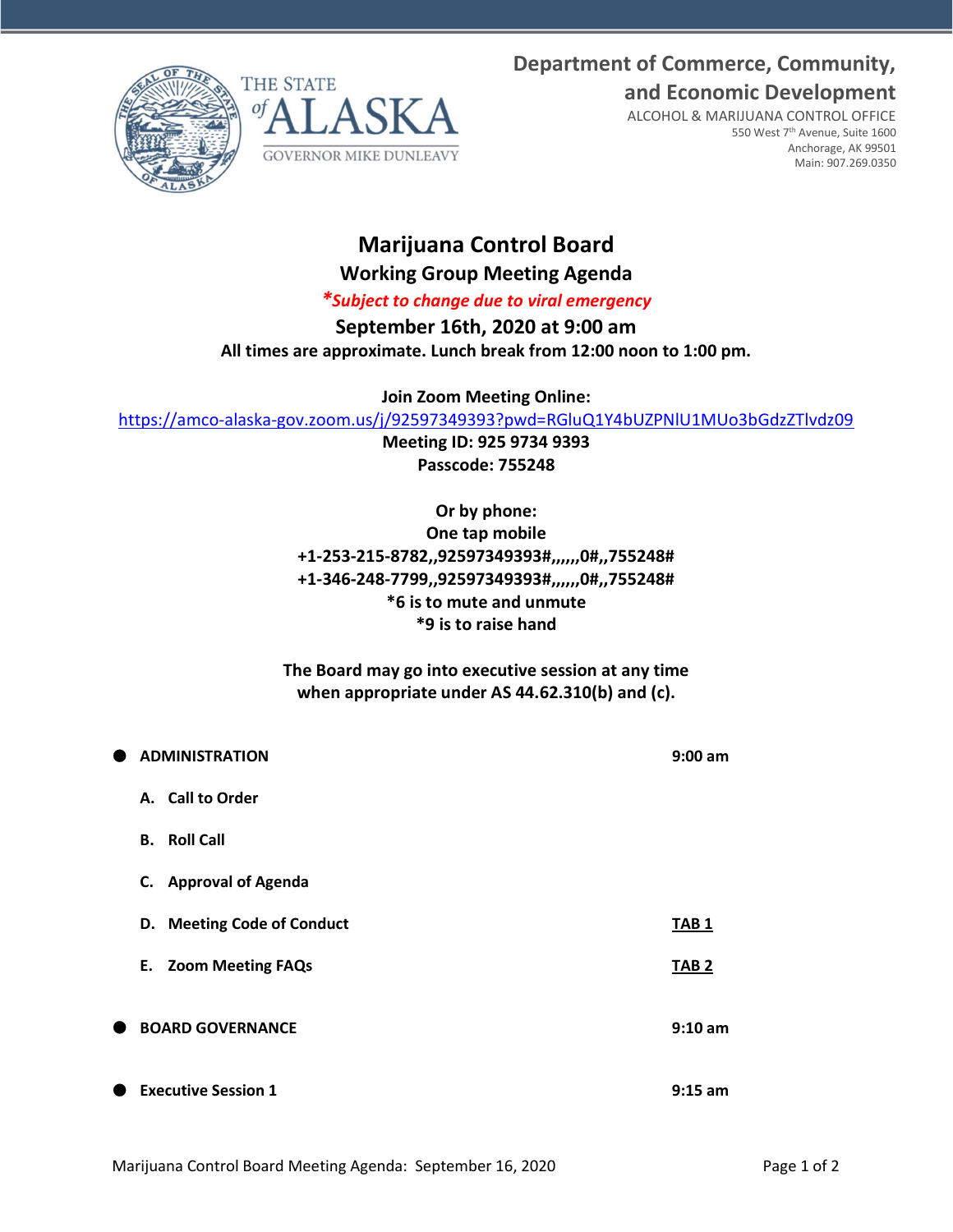THE STATE of ALASKA

GOVERNOR MIKE DUNLEAVY

**Department of Commerce, Community, and Economic Development**

ALCOHOL & MARIJUANA CONTROL OFFICE
550 West 7th Avenue, Suite 1600
Anchorage, AK 99501
Main: 907.269.0350

# Marijuana Control Board

## Working Group Meeting Agenda

***Subject to change due to viral emergency***

**September 16th, 2020 at 9:00 am**

**All times are approximate. Lunch break from 12:00 noon to 1:00 pm.**

**Join Zoom Meeting Online:**
https://amco-alaska-gov.zoom.us/j/92597349393?pwd=RGluQ1Y4bUZPNlU1MUo3bGdzZTlvdz09
**Meeting ID: 925 9734 9393**
**Passcode: 755248**

**Or by phone:**
**One tap mobile**
**+1-253-215-8782,,92597349393#,,,,,,0#,,755248#**
**+1-346-248-7799,,92597349393#,,,,,,0#,,755248#**
***6 is to mute and unmute**
***9 is to raise hand**

**The Board may go into executive session at any time when appropriate under AS 44.62.310(b) and (c).**

- **ADMINISTRATION** — **9:00 am**
  - **A. Call to Order**
  - **B. Roll Call**
  - **C. Approval of Agenda**
  - **D. Meeting Code of Conduct** — **TAB 1**
  - **E. Zoom Meeting FAQs** — **TAB 2**
- **BOARD GOVERNANCE** — **9:10 am**
- **Executive Session 1** — **9:15 am**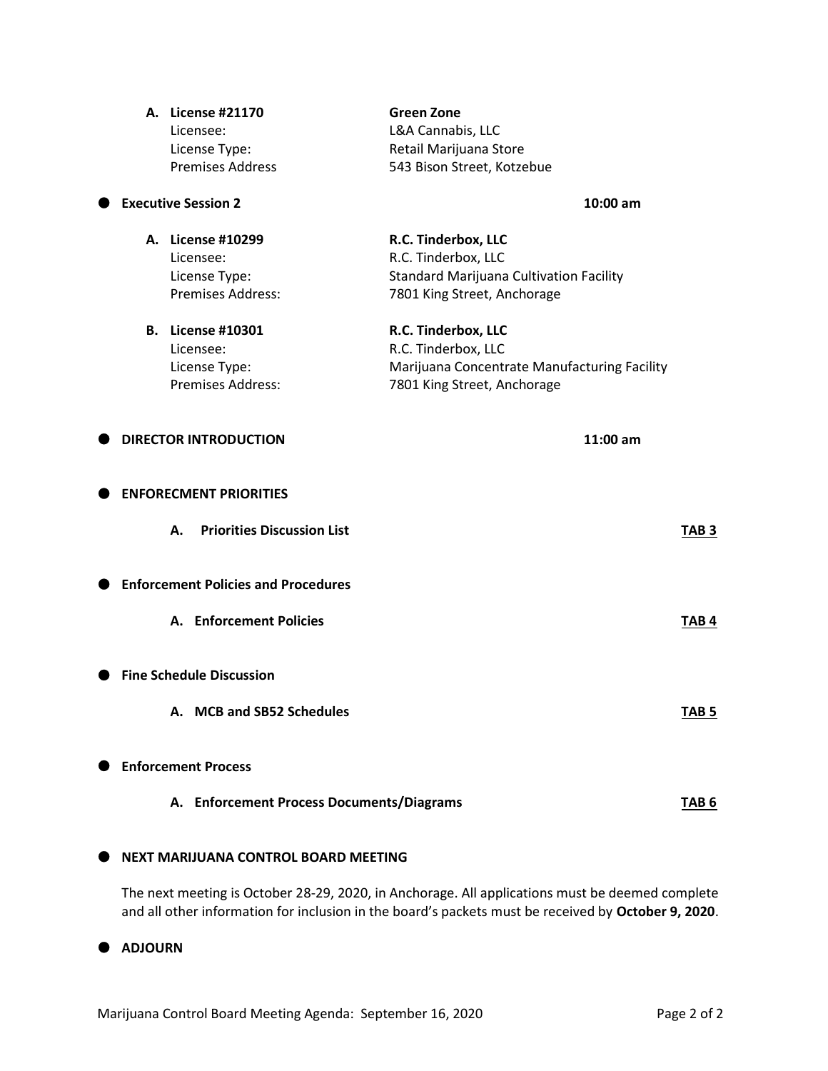**A. License #21170** — **Green Zone**
Licensee: L&A Cannabis, LLC
License Type: Retail Marijuana Store
Premises Address 543 Bison Street, Kotzebue

- **Executive Session 2** — **10:00 am**

  **A. License #10299** — **R.C. Tinderbox, LLC**
  Licensee: R.C. Tinderbox, LLC
  License Type: Standard Marijuana Cultivation Facility
  Premises Address: 7801 King Street, Anchorage

  **B. License #10301** — **R.C. Tinderbox, LLC**
  Licensee: R.C. Tinderbox, LLC
  License Type: Marijuana Concentrate Manufacturing Facility
  Premises Address: 7801 King Street, Anchorage

- **DIRECTOR INTRODUCTION** — **11:00 am**

- **ENFORECMENT PRIORITIES**

  **A. Priorities Discussion List** — **TAB 3**

- **Enforcement Policies and Procedures**

  **A. Enforcement Policies** — **TAB 4**

- **Fine Schedule Discussion**

  **A. MCB and SB52 Schedules** — **TAB 5**

- **Enforcement Process**

  **A. Enforcement Process Documents/Diagrams** — **TAB 6**

- **NEXT MARIJUANA CONTROL BOARD MEETING**

  The next meeting is October 28-29, 2020, in Anchorage. All applications must be deemed complete and all other information for inclusion in the board's packets must be received by **October 9, 2020**.

- **ADJOURN**